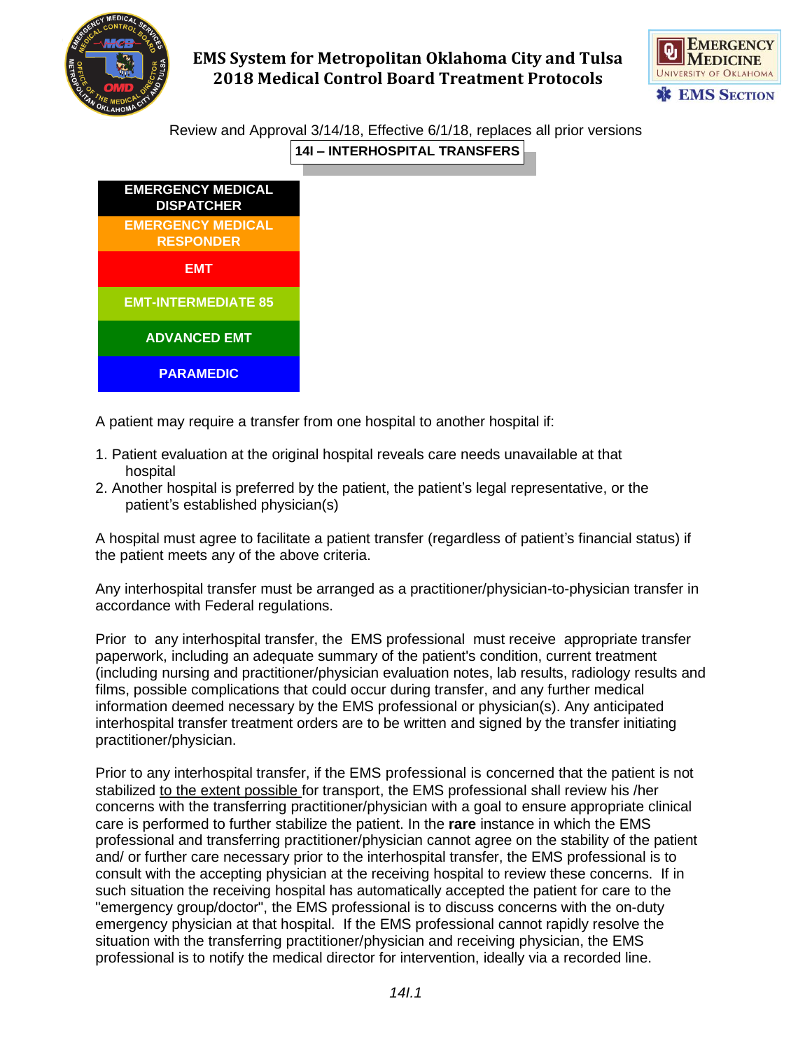# EMS System for Metropolitan Oklahoma City and Tulsa
# 2018 Medical Control Board Treatment Protocols

Review and Approval 3/14/18, Effective 6/1/18, replaces all prior versions

## 14I – INTERHOSPITAL TRANSFERS

| EMERGENCY MEDICAL DISPATCHER |
|---|
| EMERGENCY MEDICAL RESPONDER |
| EMT |
| EMT-INTERMEDIATE 85 |
| ADVANCED EMT |
| PARAMEDIC |

A patient may require a transfer from one hospital to another hospital if:

1. Patient evaluation at the original hospital reveals care needs unavailable at that hospital
2. Another hospital is preferred by the patient, the patient's legal representative, or the patient's established physician(s)

A hospital must agree to facilitate a patient transfer (regardless of patient's financial status) if the patient meets any of the above criteria.

Any interhospital transfer must be arranged as a practitioner/physician-to-physician transfer in accordance with Federal regulations.

Prior to any interhospital transfer, the EMS professional must receive appropriate transfer paperwork, including an adequate summary of the patient's condition, current treatment (including nursing and practitioner/physician evaluation notes, lab results, radiology results and films, possible complications that could occur during transfer, and any further medical information deemed necessary by the EMS professional or physician(s). Any anticipated interhospital transfer treatment orders are to be written and signed by the transfer initiating practitioner/physician.

Prior to any interhospital transfer, if the EMS professional is concerned that the patient is not stabilized to the extent possible for transport, the EMS professional shall review his /her concerns with the transferring practitioner/physician with a goal to ensure appropriate clinical care is performed to further stabilize the patient. In the **rare** instance in which the EMS professional and transferring practitioner/physician cannot agree on the stability of the patient and/ or further care necessary prior to the interhospital transfer, the EMS professional is to consult with the accepting physician at the receiving hospital to review these concerns. If in such situation the receiving hospital has automatically accepted the patient for care to the "emergency group/doctor", the EMS professional is to discuss concerns with the on-duty emergency physician at that hospital. If the EMS professional cannot rapidly resolve the situation with the transferring practitioner/physician and receiving physician, the EMS professional is to notify the medical director for intervention, ideally via a recorded line.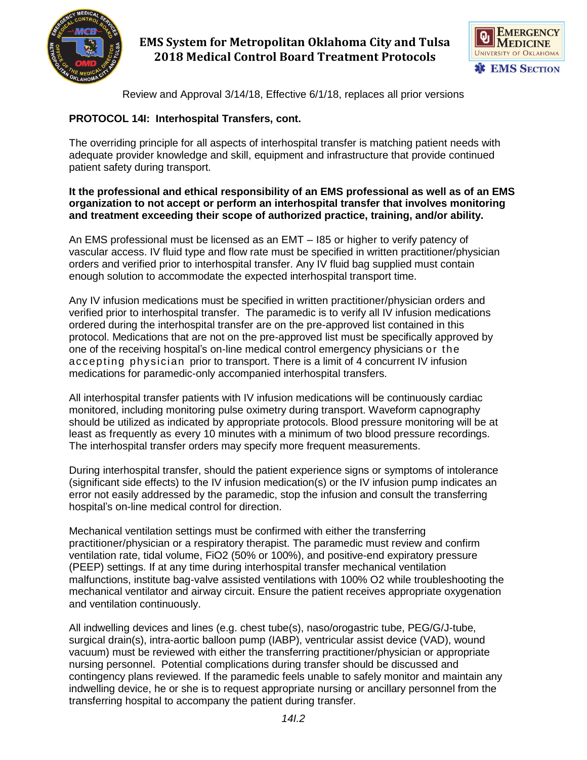**PROTOCOL 14I: Interhospital Transfers, cont.**

The overriding principle for all aspects of interhospital transfer is matching patient needs with adequate provider knowledge and skill, equipment and infrastructure that provide continued patient safety during transport.

**It the professional and ethical responsibility of an EMS professional as well as of an EMS organization to not accept or perform an interhospital transfer that involves monitoring and treatment exceeding their scope of authorized practice, training, and/or ability.**

An EMS professional must be licensed as an EMT – I85 or higher to verify patency of vascular access. IV fluid type and flow rate must be specified in written practitioner/physician orders and verified prior to interhospital transfer. Any IV fluid bag supplied must contain enough solution to accommodate the expected interhospital transport time.

Any IV infusion medications must be specified in written practitioner/physician orders and verified prior to interhospital transfer. The paramedic is to verify all IV infusion medications ordered during the interhospital transfer are on the pre-approved list contained in this protocol. Medications that are not on the pre-approved list must be specifically approved by one of the receiving hospital's on-line medical control emergency physicians or the accepting physician prior to transport. There is a limit of 4 concurrent IV infusion medications for paramedic-only accompanied interhospital transfers.

All interhospital transfer patients with IV infusion medications will be continuously cardiac monitored, including monitoring pulse oximetry during transport. Waveform capnography should be utilized as indicated by appropriate protocols. Blood pressure monitoring will be at least as frequently as every 10 minutes with a minimum of two blood pressure recordings. The interhospital transfer orders may specify more frequent measurements.

During interhospital transfer, should the patient experience signs or symptoms of intolerance (significant side effects) to the IV infusion medication(s) or the IV infusion pump indicates an error not easily addressed by the paramedic, stop the infusion and consult the transferring hospital's on-line medical control for direction.

Mechanical ventilation settings must be confirmed with either the transferring practitioner/physician or a respiratory therapist. The paramedic must review and confirm ventilation rate, tidal volume, FiO2 (50% or 100%), and positive-end expiratory pressure (PEEP) settings. If at any time during interhospital transfer mechanical ventilation malfunctions, institute bag-valve assisted ventilations with 100% O2 while troubleshooting the mechanical ventilator and airway circuit. Ensure the patient receives appropriate oxygenation and ventilation continuously.

All indwelling devices and lines (e.g. chest tube(s), naso/orogastric tube, PEG/G/J-tube, surgical drain(s), intra-aortic balloon pump (IABP), ventricular assist device (VAD), wound vacuum) must be reviewed with either the transferring practitioner/physician or appropriate nursing personnel. Potential complications during transfer should be discussed and contingency plans reviewed. If the paramedic feels unable to safely monitor and maintain any indwelling device, he or she is to request appropriate nursing or ancillary personnel from the transferring hospital to accompany the patient during transfer.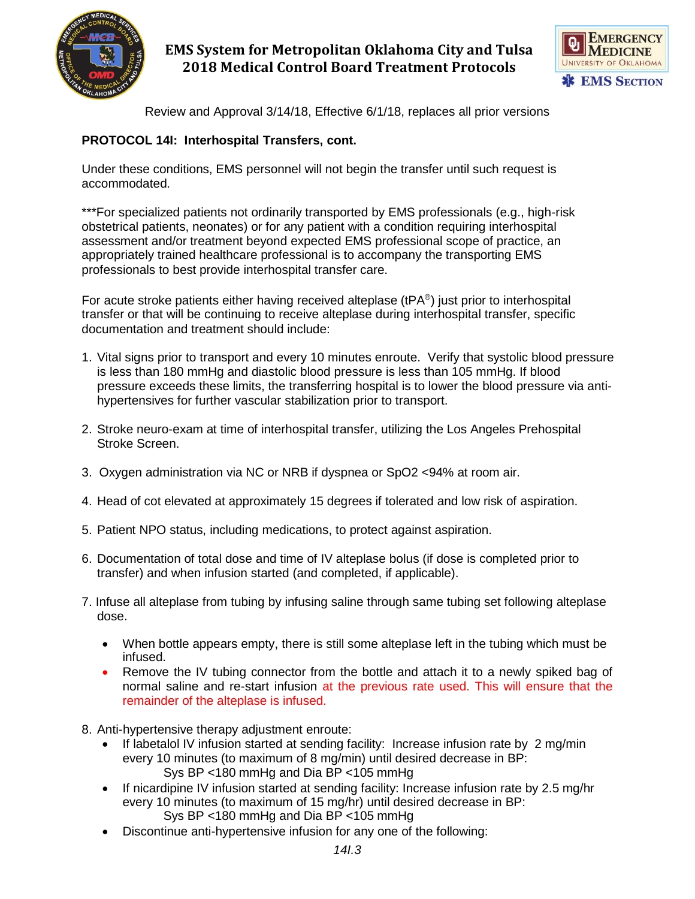## PROTOCOL 14I: Interhospital Transfers, cont.

Under these conditions, EMS personnel will not begin the transfer until such request is accommodated.

***For specialized patients not ordinarily transported by EMS professionals (e.g., high-risk obstetrical patients, neonates) or for any patient with a condition requiring interhospital assessment and/or treatment beyond expected EMS professional scope of practice, an appropriately trained healthcare professional is to accompany the transporting EMS professionals to best provide interhospital transfer care.

For acute stroke patients either having received alteplase (tPA®) just prior to interhospital transfer or that will be continuing to receive alteplase during interhospital transfer, specific documentation and treatment should include:

1. Vital signs prior to transport and every 10 minutes enroute. Verify that systolic blood pressure is less than 180 mmHg and diastolic blood pressure is less than 105 mmHg. If blood pressure exceeds these limits, the transferring hospital is to lower the blood pressure via anti-hypertensives for further vascular stabilization prior to transport.

2. Stroke neuro-exam at time of interhospital transfer, utilizing the Los Angeles Prehospital Stroke Screen.

3. Oxygen administration via NC or NRB if dyspnea or SpO2 <94% at room air.

4. Head of cot elevated at approximately 15 degrees if tolerated and low risk of aspiration.

5. Patient NPO status, including medications, to protect against aspiration.

6. Documentation of total dose and time of IV alteplase bolus (if dose is completed prior to transfer) and when infusion started (and completed, if applicable).

7. Infuse all alteplase from tubing by infusing saline through same tubing set following alteplase dose.
   - When bottle appears empty, there is still some alteplase left in the tubing which must be infused.
   - Remove the IV tubing connector from the bottle and attach it to a newly spiked bag of normal saline and re-start infusion at the previous rate used. This will ensure that the remainder of the alteplase is infused.

8. Anti-hypertensive therapy adjustment enroute:
   - If labetalol IV infusion started at sending facility: Increase infusion rate by 2 mg/min every 10 minutes (to maximum of 8 mg/min) until desired decrease in BP:
     Sys BP <180 mmHg and Dia BP <105 mmHg
   - If nicardipine IV infusion started at sending facility: Increase infusion rate by 2.5 mg/hr every 10 minutes (to maximum of 15 mg/hr) until desired decrease in BP:
     Sys BP <180 mmHg and Dia BP <105 mmHg
   - Discontinue anti-hypertensive infusion for any one of the following: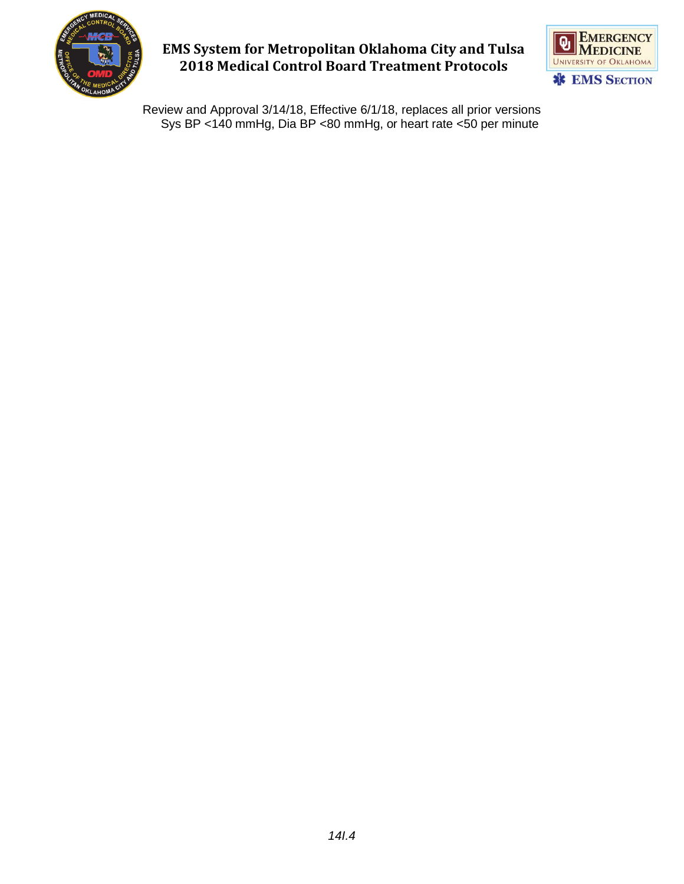Sys BP <140 mmHg, Dia BP <80 mmHg, or heart rate <50 per minute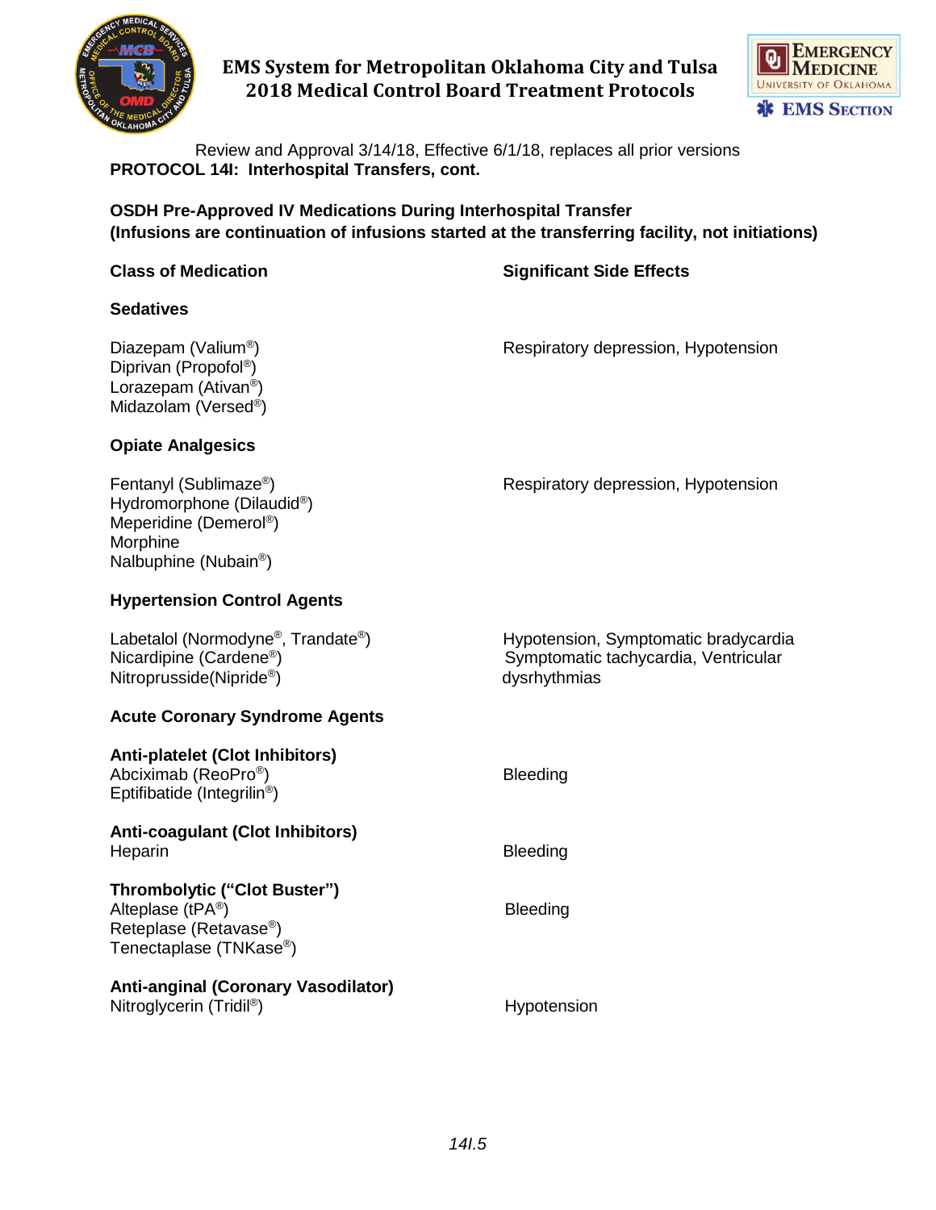Review and Approval 3/14/18, Effective 6/1/18, replaces all prior versions

**PROTOCOL 14I: Interhospital Transfers, cont.**

**OSDH Pre-Approved IV Medications During Interhospital Transfer (Infusions are continuation of infusions started at the transferring facility, not initiations)**

| Class of Medication | Significant Side Effects |
|---|---|
| **Sedatives** | |
| Diazepam (Valium®)<br>Diprivan (Propofol®)<br>Lorazepam (Ativan®)<br>Midazolam (Versed®) | Respiratory depression, Hypotension |
| **Opiate Analgesics** | |
| Fentanyl (Sublimaze®)<br>Hydromorphone (Dilaudid®)<br>Meperidine (Demerol®)<br>Morphine<br>Nalbuphine (Nubain®) | Respiratory depression, Hypotension |
| **Hypertension Control Agents** | |
| Labetalol (Normodyne®, Trandate®)<br>Nicardipine (Cardene®)<br>Nitroprusside(Nipride®) | Hypotension, Symptomatic bradycardia<br>Symptomatic tachycardia, Ventricular dysrhythmias |
| **Acute Coronary Syndrome Agents** | |
| **Anti-platelet (Clot Inhibitors)**<br>Abciximab (ReoPro®)<br>Eptifibatide (Integrilin®) | Bleeding |
| **Anti-coagulant (Clot Inhibitors)**<br>Heparin | Bleeding |
| **Thrombolytic ("Clot Buster")**<br>Alteplase (tPA®)<br>Reteplase (Retavase®)<br>Tenectaplase (TNKase®) | Bleeding |
| **Anti-anginal (Coronary Vasodilator)**<br>Nitroglycerin (Tridil®) | Hypotension |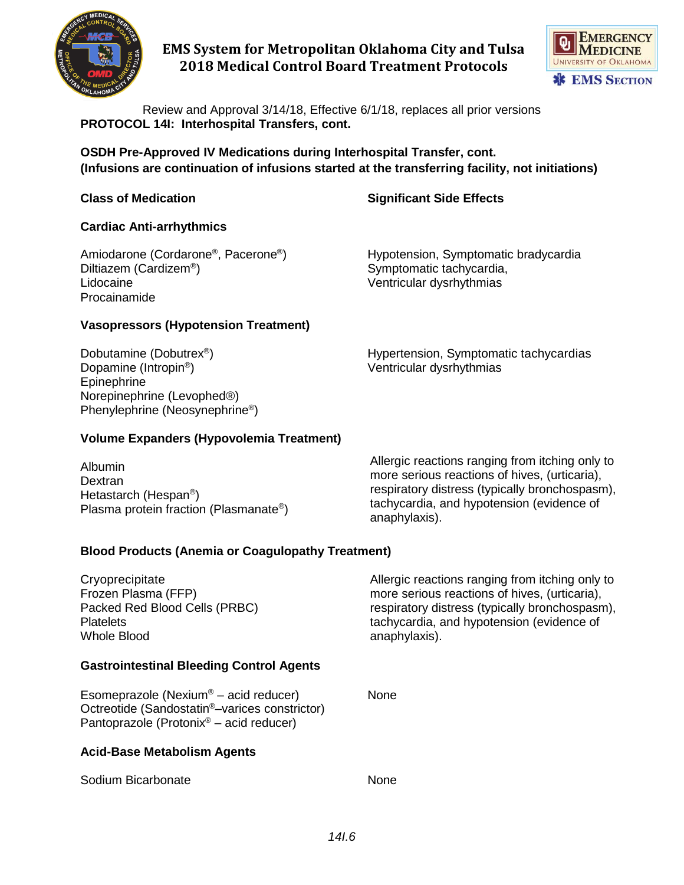Review and Approval 3/14/18, Effective 6/1/18, replaces all prior versions

**PROTOCOL 14I: Interhospital Transfers, cont.**

**OSDH Pre-Approved IV Medications during Interhospital Transfer, cont.**
**(Infusions are continuation of infusions started at the transferring facility, not initiations)**

| Class of Medication | Significant Side Effects |
|---|---|
| **Cardiac Anti-arrhythmics** | |
| Amiodarone (Cordarone®, Pacerone®)<br>Diltiazem (Cardizem®)<br>Lidocaine<br>Procainamide | Hypotension, Symptomatic bradycardia<br>Symptomatic tachycardia,<br>Ventricular dysrhythmias |
| **Vasopressors (Hypotension Treatment)** | |
| Dobutamine (Dobutrex®)<br>Dopamine (Intropin®)<br>Epinephrine<br>Norepinephrine (Levophed®)<br>Phenylephrine (Neosynephrine®) | Hypertension, Symptomatic tachycardias<br>Ventricular dysrhythmias |
| **Volume Expanders (Hypovolemia Treatment)** | |
| Albumin<br>Dextran<br>Hetastarch (Hespan®)<br>Plasma protein fraction (Plasmanate®) | Allergic reactions ranging from itching only to more serious reactions of hives, (urticaria), respiratory distress (typically bronchospasm), tachycardia, and hypotension (evidence of anaphylaxis). |
| **Blood Products (Anemia or Coagulopathy Treatment)** | |
| Cryoprecipitate<br>Frozen Plasma (FFP)<br>Packed Red Blood Cells (PRBC)<br>Platelets<br>Whole Blood | Allergic reactions ranging from itching only to more serious reactions of hives, (urticaria), respiratory distress (typically bronchospasm), tachycardia, and hypotension (evidence of anaphylaxis). |
| **Gastrointestinal Bleeding Control Agents** | |
| Esomeprazole (Nexium® – acid reducer)<br>Octreotide (Sandostatin®–varices constrictor)<br>Pantoprazole (Protonix® – acid reducer) | None |
| **Acid-Base Metabolism Agents** | |
| Sodium Bicarbonate | None |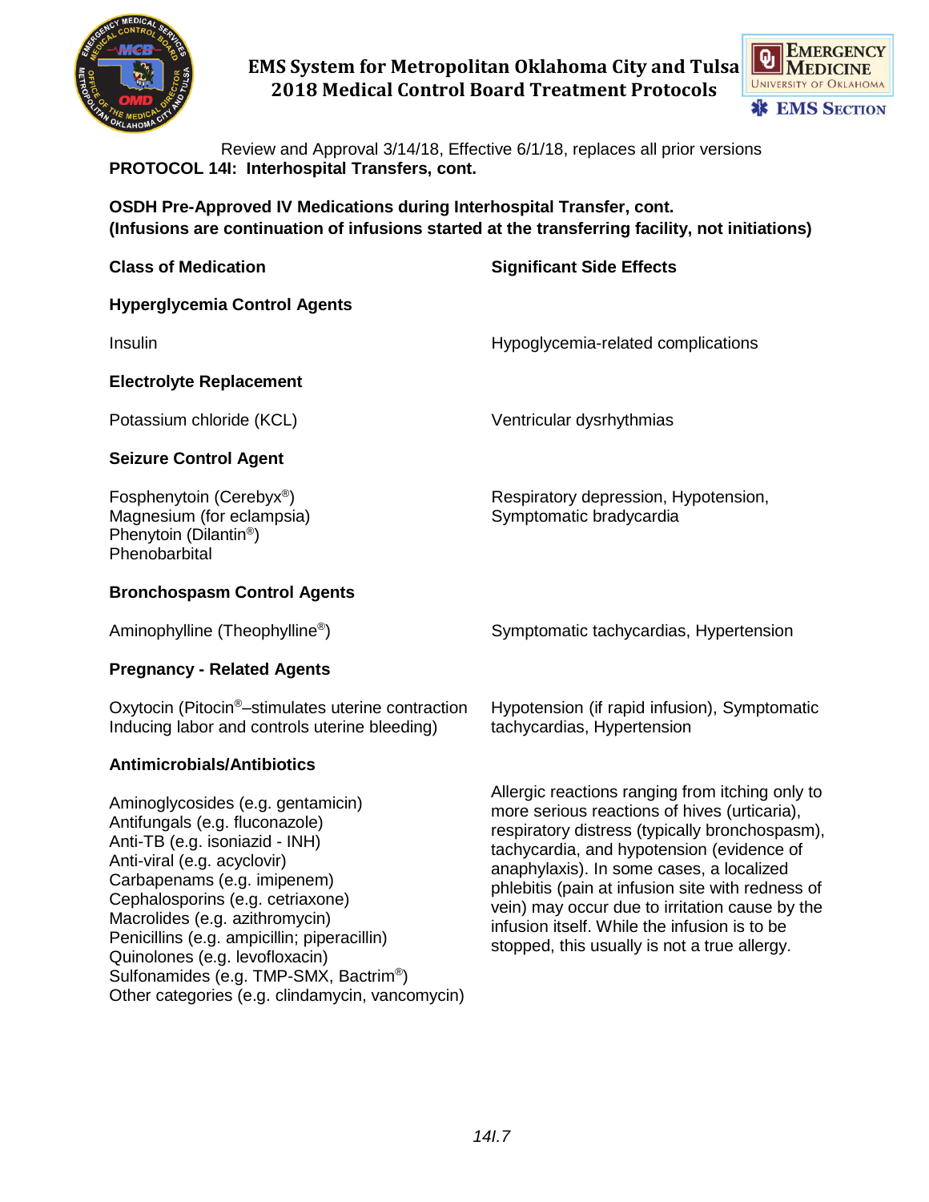Review and Approval 3/14/18, Effective 6/1/18, replaces all prior versions

**PROTOCOL 14I: Interhospital Transfers, cont.**

**OSDH Pre-Approved IV Medications during Interhospital Transfer, cont.**
**(Infusions are continuation of infusions started at the transferring facility, not initiations)**

| Class of Medication | Significant Side Effects |
|---|---|
| **Hyperglycemia Control Agents** | |
| Insulin | Hypoglycemia-related complications |
| **Electrolyte Replacement** | |
| Potassium chloride (KCL) | Ventricular dysrhythmias |
| **Seizure Control Agent** | |
| Fosphenytoin (Cerebyx®)<br>Magnesium (for eclampsia)<br>Phenytoin (Dilantin®)<br>Phenobarbital | Respiratory depression, Hypotension, Symptomatic bradycardia |
| **Bronchospasm Control Agents** | |
| Aminophylline (Theophylline®) | Symptomatic tachycardias, Hypertension |
| **Pregnancy - Related Agents** | |
| Oxytocin (Pitocin®–stimulates uterine contraction Inducing labor and controls uterine bleeding) | Hypotension (if rapid infusion), Symptomatic tachycardias, Hypertension |
| **Antimicrobials/Antibiotics** | |
| Aminoglycosides (e.g. gentamicin)<br>Antifungals (e.g. fluconazole)<br>Anti-TB (e.g. isoniazid - INH)<br>Anti-viral (e.g. acyclovir)<br>Carbapenams (e.g. imipenem)<br>Cephalosporins (e.g. cetriaxone)<br>Macrolides (e.g. azithromycin)<br>Penicillins (e.g. ampicillin; piperacillin)<br>Quinolones (e.g. levofloxacin)<br>Sulfonamides (e.g. TMP-SMX, Bactrim®)<br>Other categories (e.g. clindamycin, vancomycin) | Allergic reactions ranging from itching only to more serious reactions of hives (urticaria), respiratory distress (typically bronchospasm), tachycardia, and hypotension (evidence of anaphylaxis). In some cases, a localized phlebitis (pain at infusion site with redness of vein) may occur due to irritation cause by the infusion itself. While the infusion is to be stopped, this usually is not a true allergy. |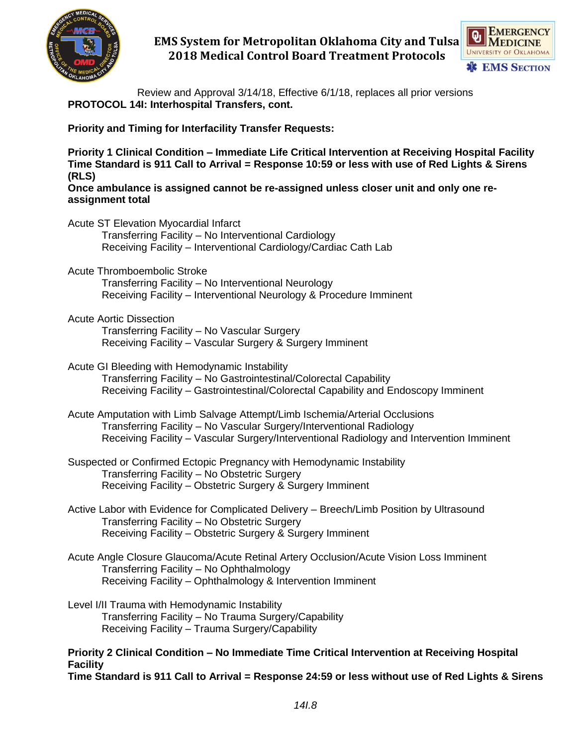Review and Approval 3/14/18, Effective 6/1/18, replaces all prior versions

**PROTOCOL 14I: Interhospital Transfers, cont.**

**Priority and Timing for Interfacility Transfer Requests:**

**Priority 1 Clinical Condition – Immediate Life Critical Intervention at Receiving Hospital Facility**
**Time Standard is 911 Call to Arrival = Response 10:59 or less with use of Red Lights & Sirens (RLS)**
**Once ambulance is assigned cannot be re-assigned unless closer unit and only one re-assignment total**

Acute ST Elevation Myocardial Infarct
- Transferring Facility – No Interventional Cardiology
- Receiving Facility – Interventional Cardiology/Cardiac Cath Lab

Acute Thromboembolic Stroke
- Transferring Facility – No Interventional Neurology
- Receiving Facility – Interventional Neurology & Procedure Imminent

Acute Aortic Dissection
- Transferring Facility – No Vascular Surgery
- Receiving Facility – Vascular Surgery & Surgery Imminent

Acute GI Bleeding with Hemodynamic Instability
- Transferring Facility – No Gastrointestinal/Colorectal Capability
- Receiving Facility – Gastrointestinal/Colorectal Capability and Endoscopy Imminent

Acute Amputation with Limb Salvage Attempt/Limb Ischemia/Arterial Occlusions
- Transferring Facility – No Vascular Surgery/Interventional Radiology
- Receiving Facility – Vascular Surgery/Interventional Radiology and Intervention Imminent

Suspected or Confirmed Ectopic Pregnancy with Hemodynamic Instability
- Transferring Facility – No Obstetric Surgery
- Receiving Facility – Obstetric Surgery & Surgery Imminent

Active Labor with Evidence for Complicated Delivery – Breech/Limb Position by Ultrasound
- Transferring Facility – No Obstetric Surgery
- Receiving Facility – Obstetric Surgery & Surgery Imminent

Acute Angle Closure Glaucoma/Acute Retinal Artery Occlusion/Acute Vision Loss Imminent
- Transferring Facility – No Ophthalmology
- Receiving Facility – Ophthalmology & Intervention Imminent

Level I/II Trauma with Hemodynamic Instability
- Transferring Facility – No Trauma Surgery/Capability
- Receiving Facility – Trauma Surgery/Capability

**Priority 2 Clinical Condition – No Immediate Time Critical Intervention at Receiving Hospital Facility**
**Time Standard is 911 Call to Arrival = Response 24:59 or less without use of Red Lights & Sirens**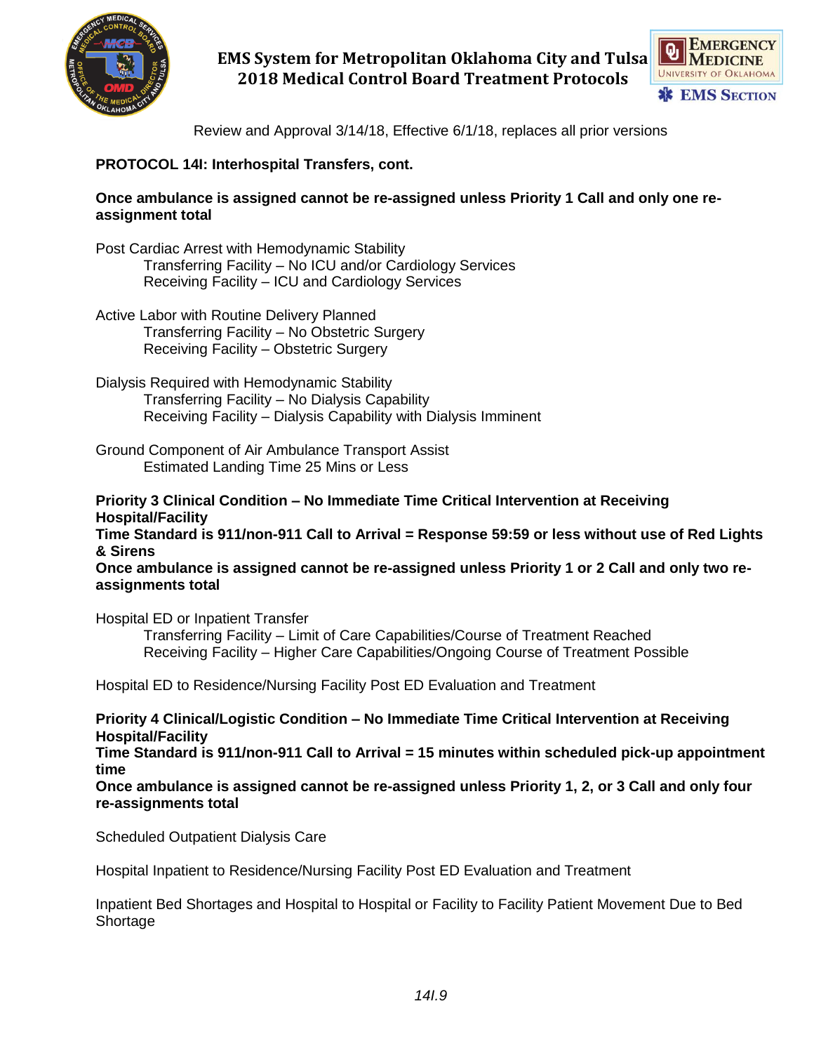**PROTOCOL 14I: Interhospital Transfers, cont.**

**Once ambulance is assigned cannot be re-assigned unless Priority 1 Call and only one re-assignment total**

Post Cardiac Arrest with Hemodynamic Stability
- Transferring Facility – No ICU and/or Cardiology Services
- Receiving Facility – ICU and Cardiology Services

Active Labor with Routine Delivery Planned
- Transferring Facility – No Obstetric Surgery
- Receiving Facility – Obstetric Surgery

Dialysis Required with Hemodynamic Stability
- Transferring Facility – No Dialysis Capability
- Receiving Facility – Dialysis Capability with Dialysis Imminent

Ground Component of Air Ambulance Transport Assist
- Estimated Landing Time 25 Mins or Less

**Priority 3 Clinical Condition – No Immediate Time Critical Intervention at Receiving Hospital/Facility**
**Time Standard is 911/non-911 Call to Arrival = Response 59:59 or less without use of Red Lights & Sirens**
**Once ambulance is assigned cannot be re-assigned unless Priority 1 or 2 Call and only two re-assignments total**

Hospital ED or Inpatient Transfer
- Transferring Facility – Limit of Care Capabilities/Course of Treatment Reached
- Receiving Facility – Higher Care Capabilities/Ongoing Course of Treatment Possible

Hospital ED to Residence/Nursing Facility Post ED Evaluation and Treatment

**Priority 4 Clinical/Logistic Condition – No Immediate Time Critical Intervention at Receiving Hospital/Facility**
**Time Standard is 911/non-911 Call to Arrival = 15 minutes within scheduled pick-up appointment time**
**Once ambulance is assigned cannot be re-assigned unless Priority 1, 2, or 3 Call and only four re-assignments total**

Scheduled Outpatient Dialysis Care

Hospital Inpatient to Residence/Nursing Facility Post ED Evaluation and Treatment

Inpatient Bed Shortages and Hospital to Hospital or Facility to Facility Patient Movement Due to Bed Shortage